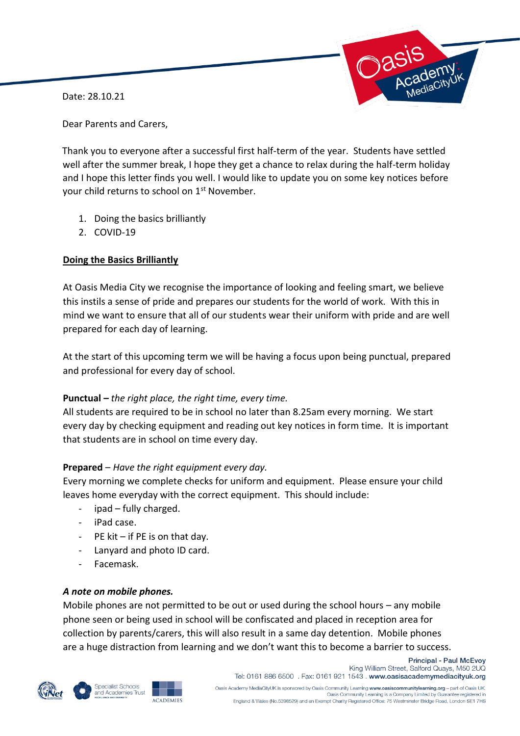Date: 28.10.21

Dear Parents and Carers,

Thank you to everyone after a successful first half-term of the year. Students have settled well after the summer break, I hope they get a chance to relax during the half-term holiday and I hope this letter finds you well. I would like to update you on some key notices before your child returns to school on 1st November.

1. Doing the basics brilliantly
2. COVID-19

## Doing the Basics Brilliantly

At Oasis Media City we recognise the importance of looking and feeling smart, we believe this instils a sense of pride and prepares our students for the world of work. With this in mind we want to ensure that all of our students wear their uniform with pride and are well prepared for each day of learning.

At the start of this upcoming term we will be having a focus upon being punctual, prepared and professional for every day of school.

**Punctual –** *the right place, the right time, every time.*
All students are required to be in school no later than 8.25am every morning. We start every day by checking equipment and reading out key notices in form time. It is important that students are in school on time every day.

**Prepared** – *Have the right equipment every day.*
Every morning we complete checks for uniform and equipment. Please ensure your child leaves home everyday with the correct equipment. This should include:

- ipad – fully charged.
- iPad case.
- PE kit – if PE is on that day.
- Lanyard and photo ID card.
- Facemask.

***A note on mobile phones.***
Mobile phones are not permitted to be out or used during the school hours – any mobile phone seen or being used in school will be confiscated and placed in reception area for collection by parents/carers, this will also result in a same day detention. Mobile phones are a huge distraction from learning and we don't want this to become a barrier to success.

Principal - Paul McEvoy
King William Street, Salford Quays, M50 2UQ
Tel: 0161 886 6500 . Fax: 0161 921 1543 . www.oasisacademymediacityuk.org

Oasis Academy MediaCityUK is sponsored by Oasis Community Learning www.oasiscommunitylearning.org – part of Oasis UK. Oasis Community Learning is a Company Limited by Guarantee registered in England & Wales (No.5398529) and an Exempt Charity Registered Office: 75 Westminster Bridge Road, London SE1 7HS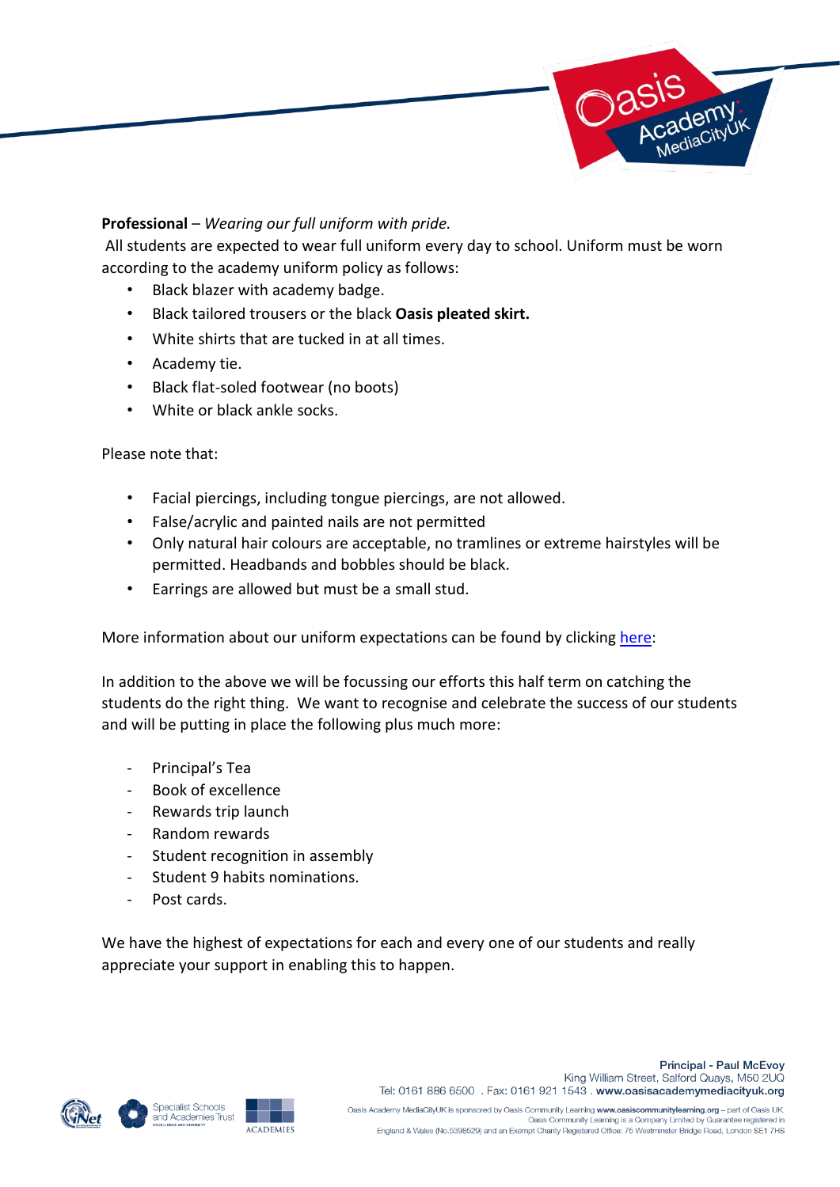**Professional** – *Wearing our full uniform with pride.*

All students are expected to wear full uniform every day to school. Uniform must be worn according to the academy uniform policy as follows:

- Black blazer with academy badge.
- Black tailored trousers or the black **Oasis pleated skirt.**
- White shirts that are tucked in at all times.
- Academy tie.
- Black flat-soled footwear (no boots)
- White or black ankle socks.

Please note that:

- Facial piercings, including tongue piercings, are not allowed.
- False/acrylic and painted nails are not permitted
- Only natural hair colours are acceptable, no tramlines or extreme hairstyles will be permitted. Headbands and bobbles should be black.
- Earrings are allowed but must be a small stud.

More information about our uniform expectations can be found by clicking here:

In addition to the above we will be focussing our efforts this half term on catching the students do the right thing. We want to recognise and celebrate the success of our students and will be putting in place the following plus much more:

- Principal's Tea
- Book of excellence
- Rewards trip launch
- Random rewards
- Student recognition in assembly
- Student 9 habits nominations.
- Post cards.

We have the highest of expectations for each and every one of our students and really appreciate your support in enabling this to happen.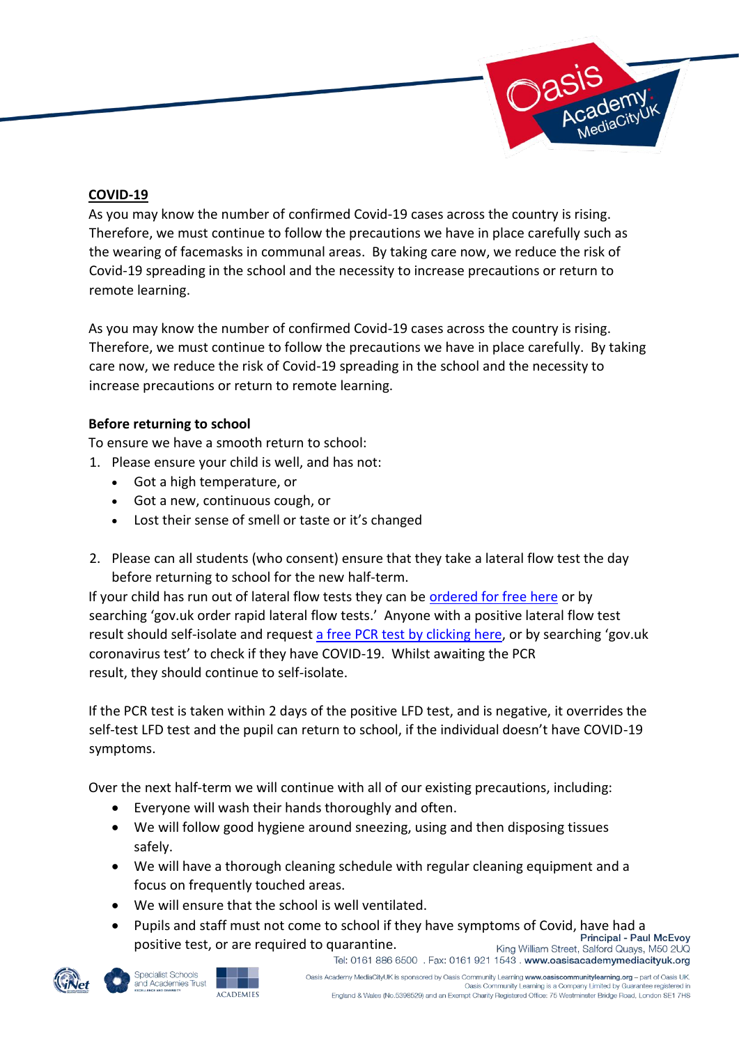## COVID-19

As you may know the number of confirmed Covid-19 cases across the country is rising. Therefore, we must continue to follow the precautions we have in place carefully such as the wearing of facemasks in communal areas. By taking care now, we reduce the risk of Covid-19 spreading in the school and the necessity to increase precautions or return to remote learning.

As you may know the number of confirmed Covid-19 cases across the country is rising. Therefore, we must continue to follow the precautions we have in place carefully. By taking care now, we reduce the risk of Covid-19 spreading in the school and the necessity to increase precautions or return to remote learning.

### Before returning to school

To ensure we have a smooth return to school:

1. Please ensure your child is well, and has not:
   - Got a high temperature, or
   - Got a new, continuous cough, or
   - Lost their sense of smell or taste or it's changed

2. Please can all students (who consent) ensure that they take a lateral flow test the day before returning to school for the new half-term.

If your child has run out of lateral flow tests they can be ordered for free here or by searching 'gov.uk order rapid lateral flow tests.' Anyone with a positive lateral flow test result should self-isolate and request a free PCR test by clicking here, or by searching 'gov.uk coronavirus test' to check if they have COVID-19. Whilst awaiting the PCR result, they should continue to self-isolate.

If the PCR test is taken within 2 days of the positive LFD test, and is negative, it overrides the self-test LFD test and the pupil can return to school, if the individual doesn't have COVID-19 symptoms.

Over the next half-term we will continue with all of our existing precautions, including:

- Everyone will wash their hands thoroughly and often.
- We will follow good hygiene around sneezing, using and then disposing tissues safely.
- We will have a thorough cleaning schedule with regular cleaning equipment and a focus on frequently touched areas.
- We will ensure that the school is well ventilated.
- Pupils and staff must not come to school if they have symptoms of Covid, have had a positive test, or are required to quarantine.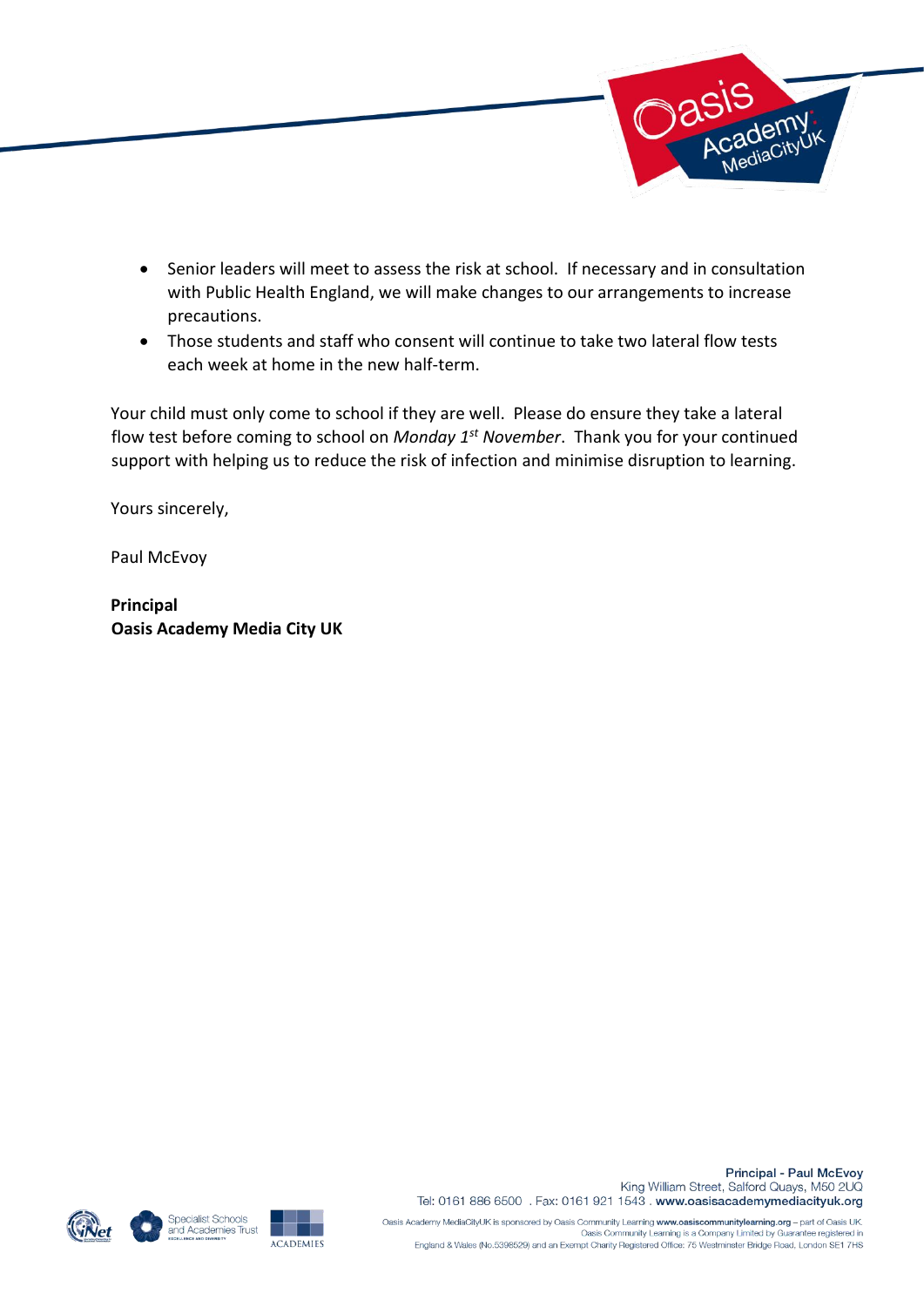- Senior leaders will meet to assess the risk at school. If necessary and in consultation with Public Health England, we will make changes to our arrangements to increase precautions.
- Those students and staff who consent will continue to take two lateral flow tests each week at home in the new half-term.

Your child must only come to school if they are well. Please do ensure they take a lateral flow test before coming to school on *Monday 1st November*. Thank you for your continued support with helping us to reduce the risk of infection and minimise disruption to learning.

Yours sincerely,

Paul McEvoy

**Principal**
**Oasis Academy Media City UK**